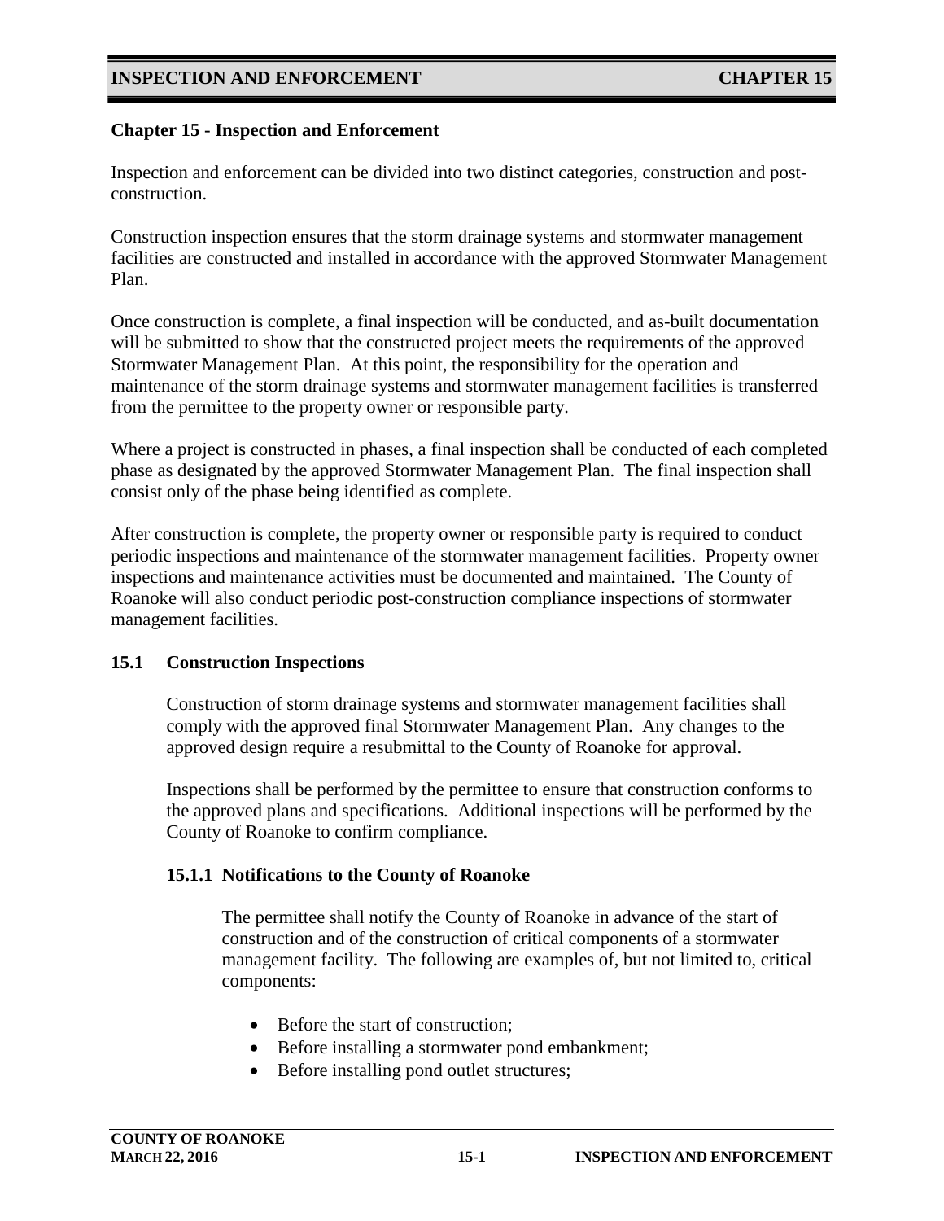# Chapter 15 - Inspection and Enforcement

Inspection and enforcement can be divided into two distinct categories, construction and post-construction.

Construction inspection ensures that the storm drainage systems and stormwater management facilities are constructed and installed in accordance with the approved Stormwater Management Plan.

Once construction is complete, a final inspection will be conducted, and as-built documentation will be submitted to show that the constructed project meets the requirements of the approved Stormwater Management Plan. At this point, the responsibility for the operation and maintenance of the storm drainage systems and stormwater management facilities is transferred from the permittee to the property owner or responsible party.

Where a project is constructed in phases, a final inspection shall be conducted of each completed phase as designated by the approved Stormwater Management Plan. The final inspection shall consist only of the phase being identified as complete.

After construction is complete, the property owner or responsible party is required to conduct periodic inspections and maintenance of the stormwater management facilities. Property owner inspections and maintenance activities must be documented and maintained. The County of Roanoke will also conduct periodic post-construction compliance inspections of stormwater management facilities.

## 15.1 Construction Inspections

Construction of storm drainage systems and stormwater management facilities shall comply with the approved final Stormwater Management Plan. Any changes to the approved design require a resubmittal to the County of Roanoke for approval.

Inspections shall be performed by the permittee to ensure that construction conforms to the approved plans and specifications. Additional inspections will be performed by the County of Roanoke to confirm compliance.

### 15.1.1 Notifications to the County of Roanoke

The permittee shall notify the County of Roanoke in advance of the start of construction and of the construction of critical components of a stormwater management facility. The following are examples of, but not limited to, critical components:

- Before the start of construction;
- Before installing a stormwater pond embankment;
- Before installing pond outlet structures;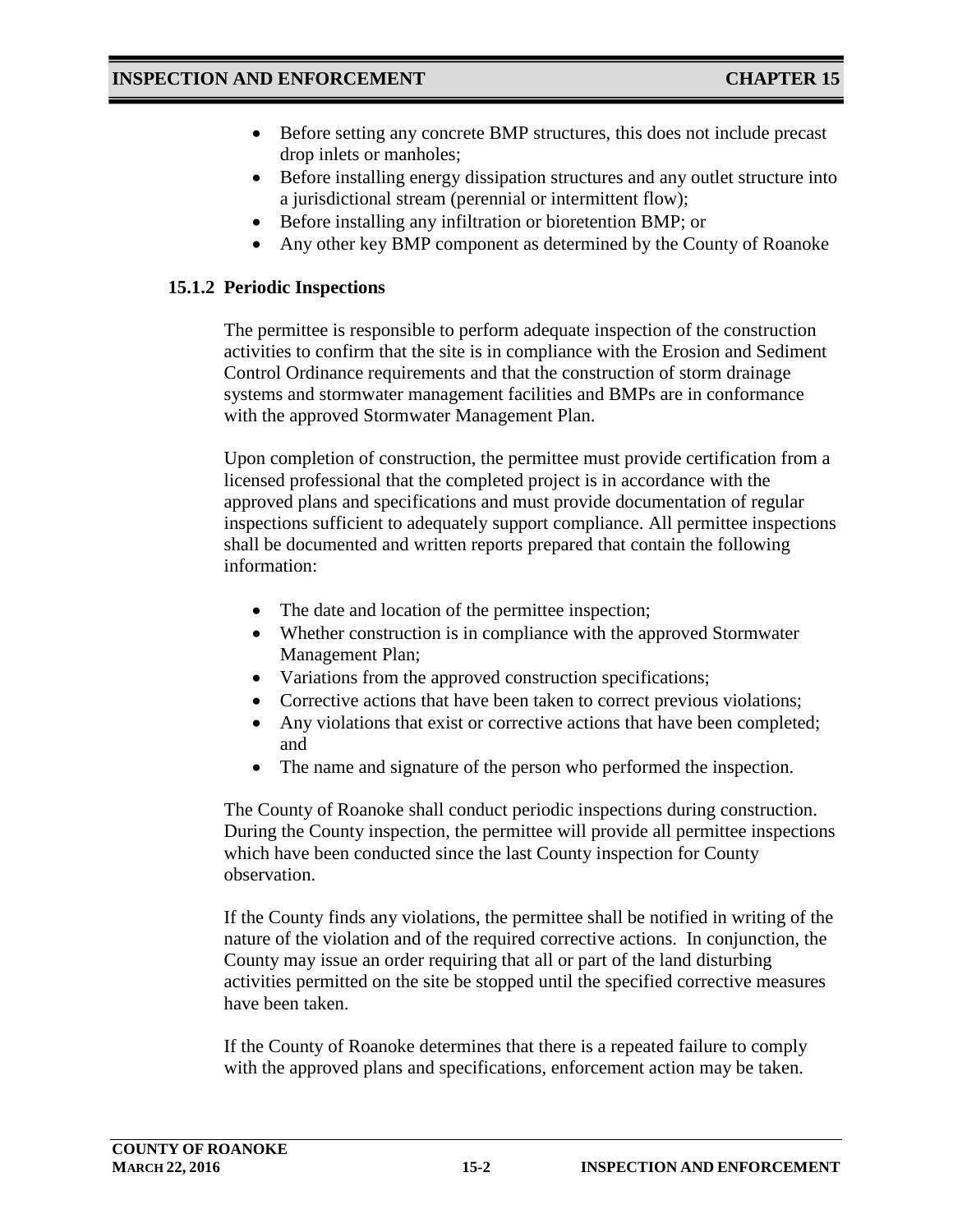- Before setting any concrete BMP structures, this does not include precast drop inlets or manholes;
- Before installing energy dissipation structures and any outlet structure into a jurisdictional stream (perennial or intermittent flow);
- Before installing any infiltration or bioretention BMP; or
- Any other key BMP component as determined by the County of Roanoke

### 15.1.2 Periodic Inspections

The permittee is responsible to perform adequate inspection of the construction activities to confirm that the site is in compliance with the Erosion and Sediment Control Ordinance requirements and that the construction of storm drainage systems and stormwater management facilities and BMPs are in conformance with the approved Stormwater Management Plan.

Upon completion of construction, the permittee must provide certification from a licensed professional that the completed project is in accordance with the approved plans and specifications and must provide documentation of regular inspections sufficient to adequately support compliance. All permittee inspections shall be documented and written reports prepared that contain the following information:

- The date and location of the permittee inspection;
- Whether construction is in compliance with the approved Stormwater Management Plan;
- Variations from the approved construction specifications;
- Corrective actions that have been taken to correct previous violations;
- Any violations that exist or corrective actions that have been completed; and
- The name and signature of the person who performed the inspection.

The County of Roanoke shall conduct periodic inspections during construction. During the County inspection, the permittee will provide all permittee inspections which have been conducted since the last County inspection for County observation.

If the County finds any violations, the permittee shall be notified in writing of the nature of the violation and of the required corrective actions. In conjunction, the County may issue an order requiring that all or part of the land disturbing activities permitted on the site be stopped until the specified corrective measures have been taken.

If the County of Roanoke determines that there is a repeated failure to comply with the approved plans and specifications, enforcement action may be taken.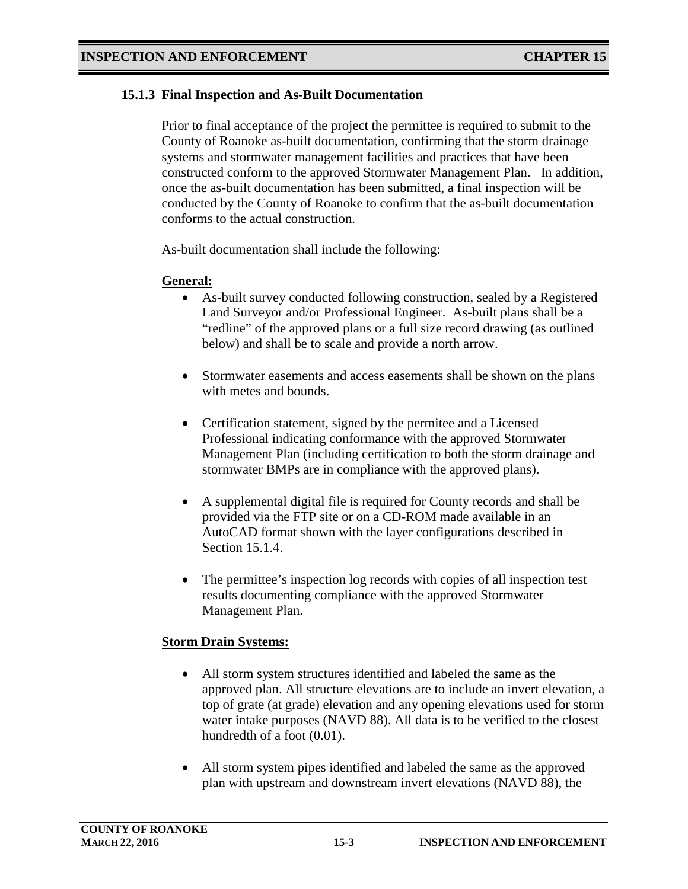### 15.1.3 Final Inspection and As-Built Documentation

Prior to final acceptance of the project the permittee is required to submit to the County of Roanoke as-built documentation, confirming that the storm drainage systems and stormwater management facilities and practices that have been constructed conform to the approved Stormwater Management Plan. In addition, once the as-built documentation has been submitted, a final inspection will be conducted by the County of Roanoke to confirm that the as-built documentation conforms to the actual construction.

As-built documentation shall include the following:

**General:**

- As-built survey conducted following construction, sealed by a Registered Land Surveyor and/or Professional Engineer. As-built plans shall be a "redline" of the approved plans or a full size record drawing (as outlined below) and shall be to scale and provide a north arrow.
- Stormwater easements and access easements shall be shown on the plans with metes and bounds.
- Certification statement, signed by the permitee and a Licensed Professional indicating conformance with the approved Stormwater Management Plan (including certification to both the storm drainage and stormwater BMPs are in compliance with the approved plans).
- A supplemental digital file is required for County records and shall be provided via the FTP site or on a CD-ROM made available in an AutoCAD format shown with the layer configurations described in Section 15.1.4.
- The permittee's inspection log records with copies of all inspection test results documenting compliance with the approved Stormwater Management Plan.

**Storm Drain Systems:**

- All storm system structures identified and labeled the same as the approved plan. All structure elevations are to include an invert elevation, a top of grate (at grade) elevation and any opening elevations used for storm water intake purposes (NAVD 88). All data is to be verified to the closest hundredth of a foot (0.01).
- All storm system pipes identified and labeled the same as the approved plan with upstream and downstream invert elevations (NAVD 88), the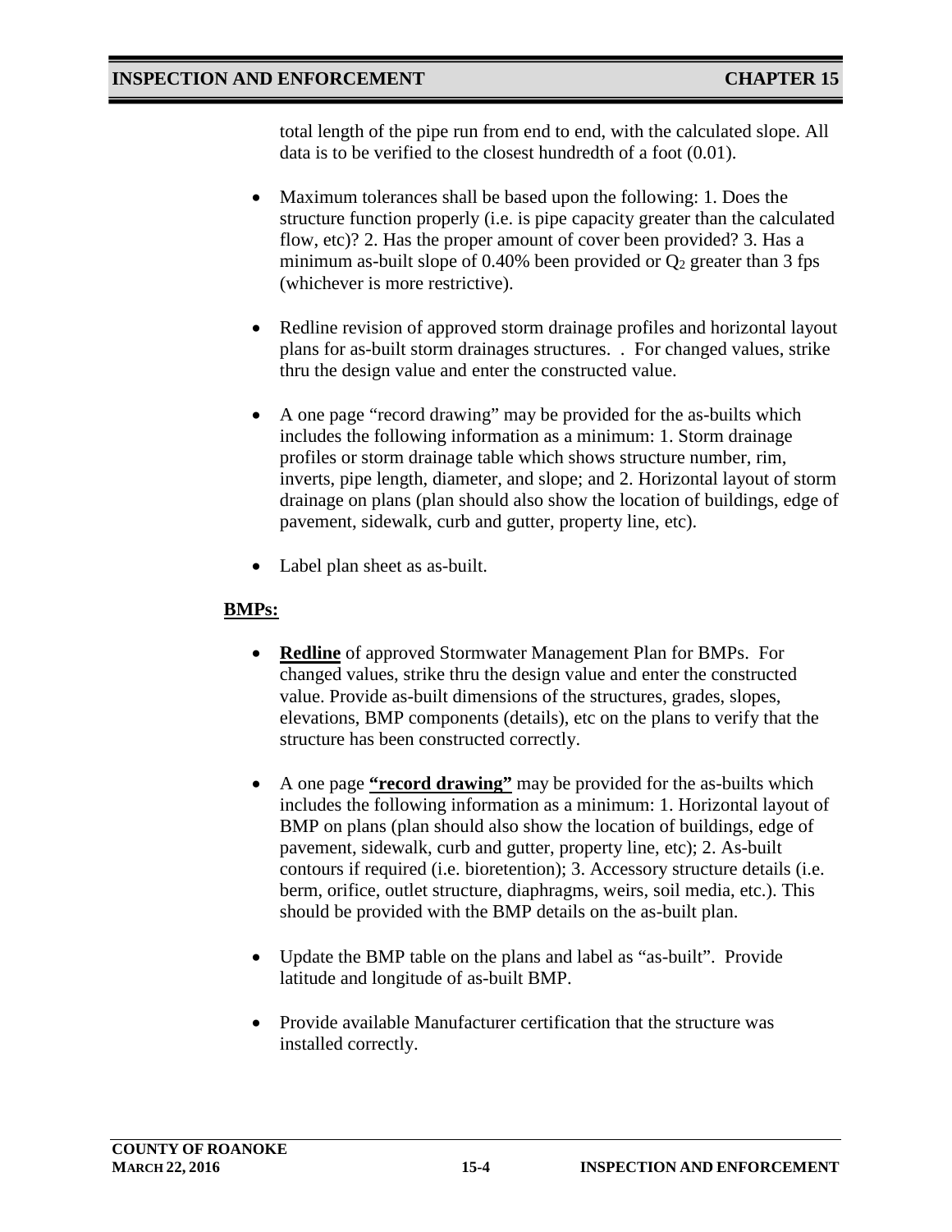total length of the pipe run from end to end, with the calculated slope. All data is to be verified to the closest hundredth of a foot (0.01).

- Maximum tolerances shall be based upon the following: 1. Does the structure function properly (i.e. is pipe capacity greater than the calculated flow, etc)? 2. Has the proper amount of cover been provided? 3. Has a minimum as-built slope of 0.40% been provided or $Q_2$ greater than 3 fps (whichever is more restrictive).

- Redline revision of approved storm drainage profiles and horizontal layout plans for as-built storm drainages structures. . For changed values, strike thru the design value and enter the constructed value.

- A one page "record drawing" may be provided for the as-builts which includes the following information as a minimum: 1. Storm drainage profiles or storm drainage table which shows structure number, rim, inverts, pipe length, diameter, and slope; and 2. Horizontal layout of storm drainage on plans (plan should also show the location of buildings, edge of pavement, sidewalk, curb and gutter, property line, etc).

- Label plan sheet as as-built.

**BMPs:**

- **Redline** of approved Stormwater Management Plan for BMPs. For changed values, strike thru the design value and enter the constructed value. Provide as-built dimensions of the structures, grades, slopes, elevations, BMP components (details), etc on the plans to verify that the structure has been constructed correctly.

- A one page **"record drawing"** may be provided for the as-builts which includes the following information as a minimum: 1. Horizontal layout of BMP on plans (plan should also show the location of buildings, edge of pavement, sidewalk, curb and gutter, property line, etc); 2. As-built contours if required (i.e. bioretention); 3. Accessory structure details (i.e. berm, orifice, outlet structure, diaphragms, weirs, soil media, etc.). This should be provided with the BMP details on the as-built plan.

- Update the BMP table on the plans and label as "as-built". Provide latitude and longitude of as-built BMP.

- Provide available Manufacturer certification that the structure was installed correctly.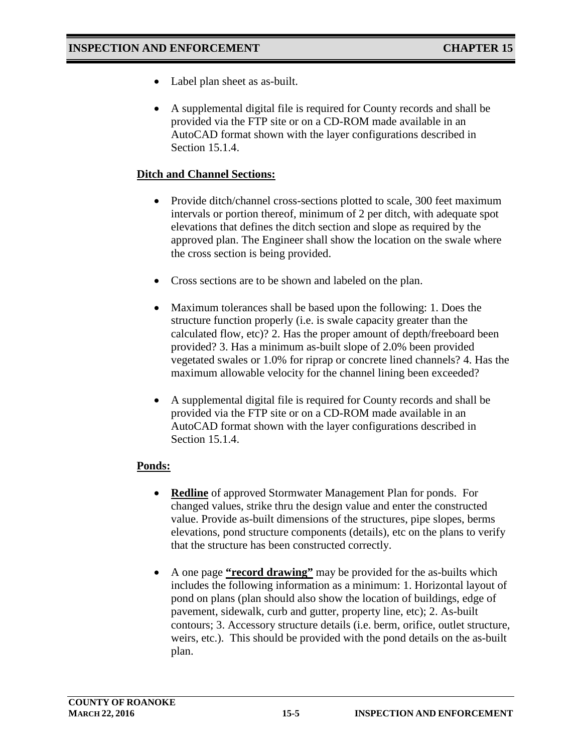- Label plan sheet as as-built.
- A supplemental digital file is required for County records and shall be provided via the FTP site or on a CD-ROM made available in an AutoCAD format shown with the layer configurations described in Section 15.1.4.

**Ditch and Channel Sections:**

- Provide ditch/channel cross-sections plotted to scale, 300 feet maximum intervals or portion thereof, minimum of 2 per ditch, with adequate spot elevations that defines the ditch section and slope as required by the approved plan. The Engineer shall show the location on the swale where the cross section is being provided.
- Cross sections are to be shown and labeled on the plan.
- Maximum tolerances shall be based upon the following: 1. Does the structure function properly (i.e. is swale capacity greater than the calculated flow, etc)? 2. Has the proper amount of depth/freeboard been provided? 3. Has a minimum as-built slope of 2.0% been provided vegetated swales or 1.0% for riprap or concrete lined channels? 4. Has the maximum allowable velocity for the channel lining been exceeded?
- A supplemental digital file is required for County records and shall be provided via the FTP site or on a CD-ROM made available in an AutoCAD format shown with the layer configurations described in Section 15.1.4.

**Ponds:**

- **Redline** of approved Stormwater Management Plan for ponds. For changed values, strike thru the design value and enter the constructed value. Provide as-built dimensions of the structures, pipe slopes, berms elevations, pond structure components (details), etc on the plans to verify that the structure has been constructed correctly.
- A one page **"record drawing"** may be provided for the as-builts which includes the following information as a minimum: 1. Horizontal layout of pond on plans (plan should also show the location of buildings, edge of pavement, sidewalk, curb and gutter, property line, etc); 2. As-built contours; 3. Accessory structure details (i.e. berm, orifice, outlet structure, weirs, etc.). This should be provided with the pond details on the as-built plan.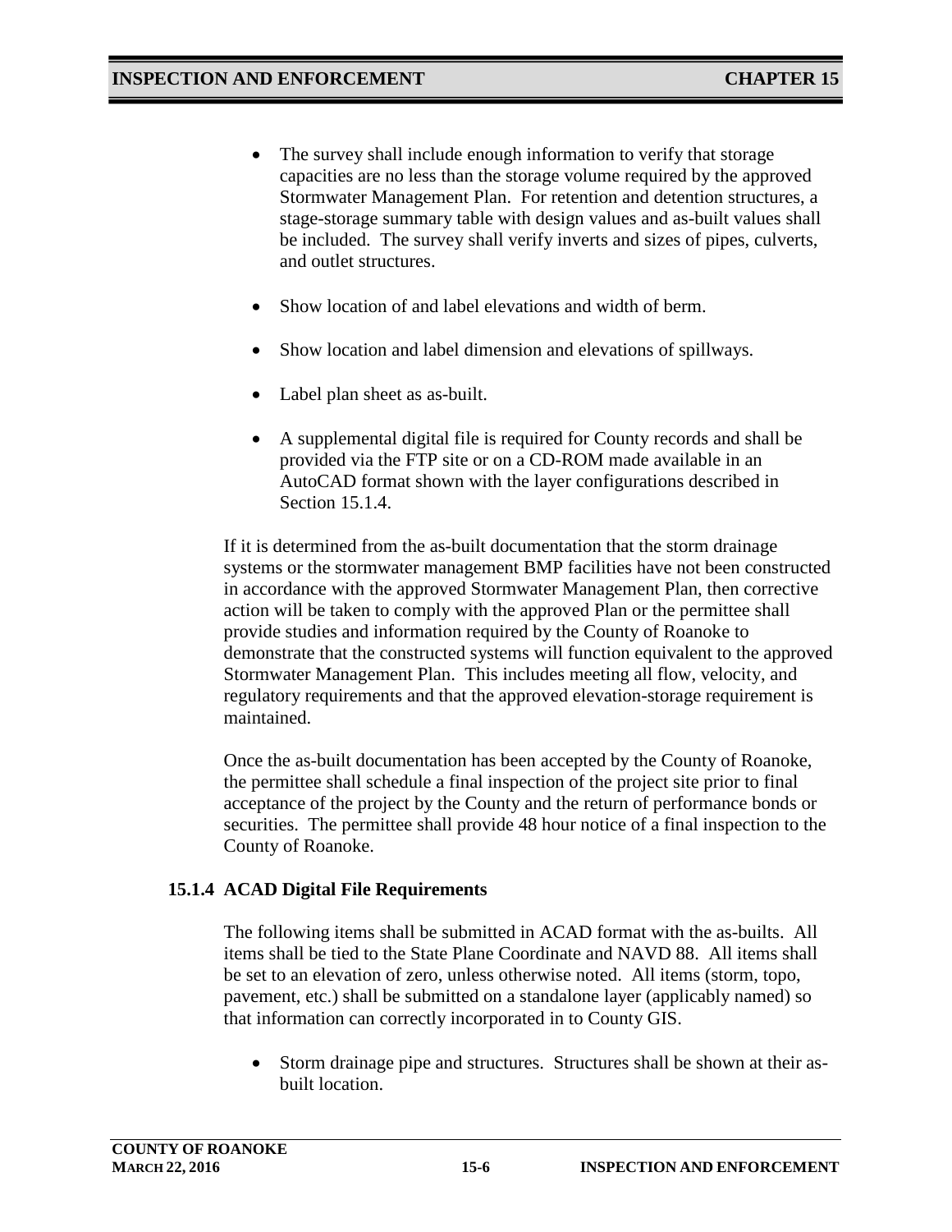- The survey shall include enough information to verify that storage capacities are no less than the storage volume required by the approved Stormwater Management Plan. For retention and detention structures, a stage-storage summary table with design values and as-built values shall be included. The survey shall verify inverts and sizes of pipes, culverts, and outlet structures.

- Show location of and label elevations and width of berm.

- Show location and label dimension and elevations of spillways.

- Label plan sheet as as-built.

- A supplemental digital file is required for County records and shall be provided via the FTP site or on a CD-ROM made available in an AutoCAD format shown with the layer configurations described in Section 15.1.4.

If it is determined from the as-built documentation that the storm drainage systems or the stormwater management BMP facilities have not been constructed in accordance with the approved Stormwater Management Plan, then corrective action will be taken to comply with the approved Plan or the permittee shall provide studies and information required by the County of Roanoke to demonstrate that the constructed systems will function equivalent to the approved Stormwater Management Plan. This includes meeting all flow, velocity, and regulatory requirements and that the approved elevation-storage requirement is maintained.

Once the as-built documentation has been accepted by the County of Roanoke, the permittee shall schedule a final inspection of the project site prior to final acceptance of the project by the County and the return of performance bonds or securities. The permittee shall provide 48 hour notice of a final inspection to the County of Roanoke.

### 15.1.4 ACAD Digital File Requirements

The following items shall be submitted in ACAD format with the as-builts. All items shall be tied to the State Plane Coordinate and NAVD 88. All items shall be set to an elevation of zero, unless otherwise noted. All items (storm, topo, pavement, etc.) shall be submitted on a standalone layer (applicably named) so that information can correctly incorporated in to County GIS.

- Storm drainage pipe and structures. Structures shall be shown at their as-built location.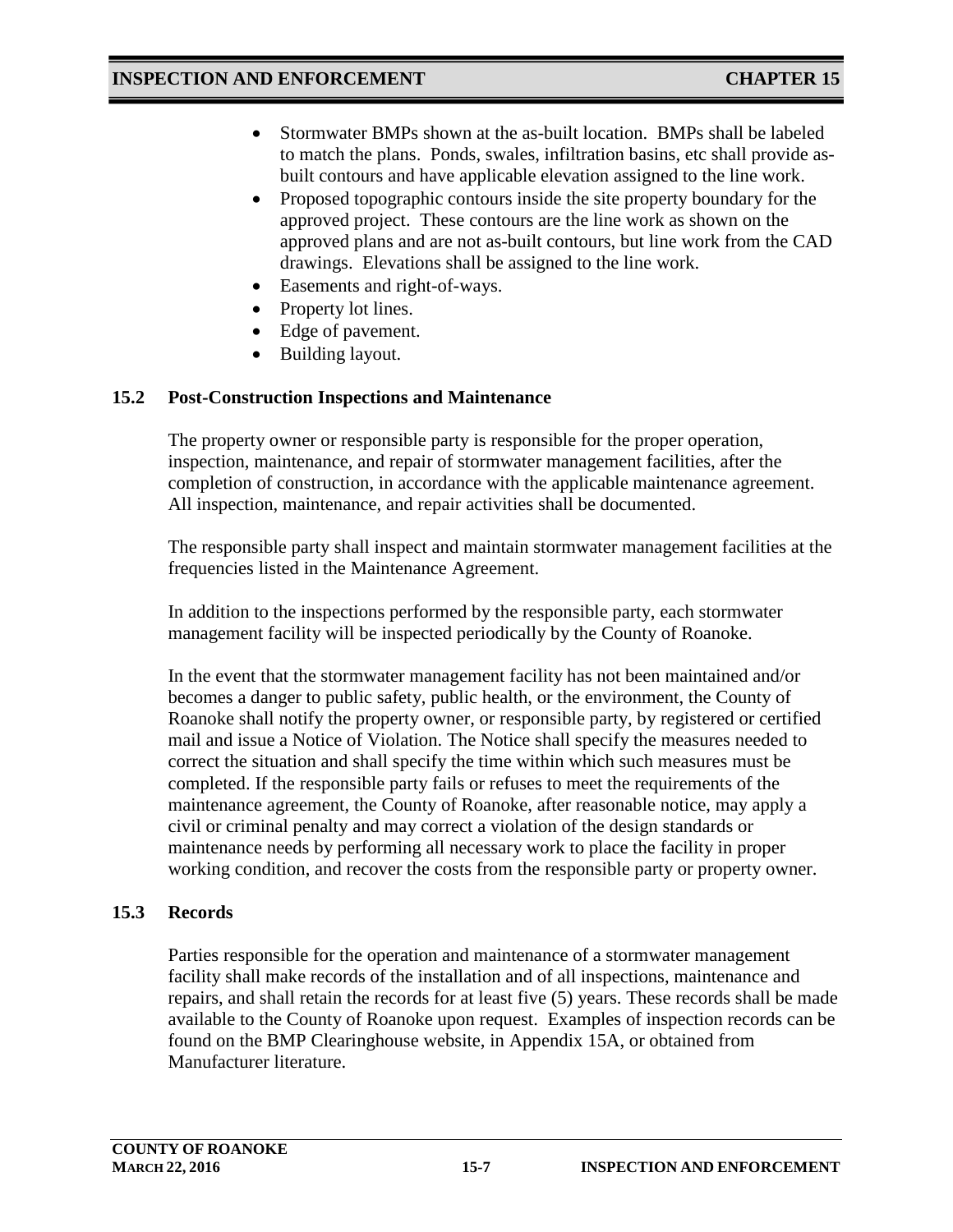- Stormwater BMPs shown at the as-built location. BMPs shall be labeled to match the plans. Ponds, swales, infiltration basins, etc shall provide as-built contours and have applicable elevation assigned to the line work.
- Proposed topographic contours inside the site property boundary for the approved project. These contours are the line work as shown on the approved plans and are not as-built contours, but line work from the CAD drawings. Elevations shall be assigned to the line work.
- Easements and right-of-ways.
- Property lot lines.
- Edge of pavement.
- Building layout.

## 15.2 Post-Construction Inspections and Maintenance

The property owner or responsible party is responsible for the proper operation, inspection, maintenance, and repair of stormwater management facilities, after the completion of construction, in accordance with the applicable maintenance agreement. All inspection, maintenance, and repair activities shall be documented.

The responsible party shall inspect and maintain stormwater management facilities at the frequencies listed in the Maintenance Agreement.

In addition to the inspections performed by the responsible party, each stormwater management facility will be inspected periodically by the County of Roanoke.

In the event that the stormwater management facility has not been maintained and/or becomes a danger to public safety, public health, or the environment, the County of Roanoke shall notify the property owner, or responsible party, by registered or certified mail and issue a Notice of Violation. The Notice shall specify the measures needed to correct the situation and shall specify the time within which such measures must be completed. If the responsible party fails or refuses to meet the requirements of the maintenance agreement, the County of Roanoke, after reasonable notice, may apply a civil or criminal penalty and may correct a violation of the design standards or maintenance needs by performing all necessary work to place the facility in proper working condition, and recover the costs from the responsible party or property owner.

## 15.3 Records

Parties responsible for the operation and maintenance of a stormwater management facility shall make records of the installation and of all inspections, maintenance and repairs, and shall retain the records for at least five (5) years. These records shall be made available to the County of Roanoke upon request. Examples of inspection records can be found on the BMP Clearinghouse website, in Appendix 15A, or obtained from Manufacturer literature.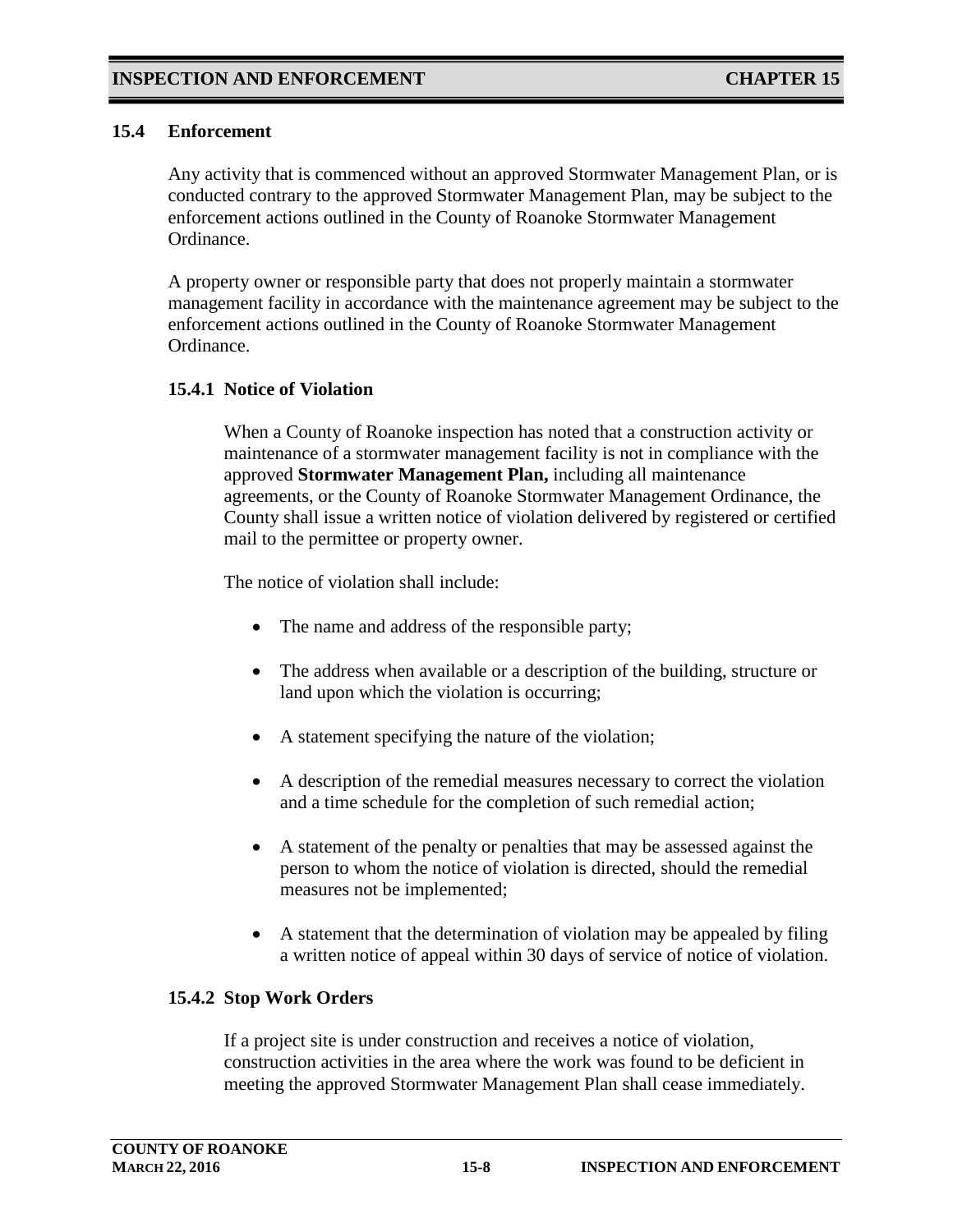## 15.4 Enforcement

Any activity that is commenced without an approved Stormwater Management Plan, or is conducted contrary to the approved Stormwater Management Plan, may be subject to the enforcement actions outlined in the County of Roanoke Stormwater Management Ordinance.

A property owner or responsible party that does not properly maintain a stormwater management facility in accordance with the maintenance agreement may be subject to the enforcement actions outlined in the County of Roanoke Stormwater Management Ordinance.

### 15.4.1 Notice of Violation

When a County of Roanoke inspection has noted that a construction activity or maintenance of a stormwater management facility is not in compliance with the approved **Stormwater Management Plan,** including all maintenance agreements, or the County of Roanoke Stormwater Management Ordinance, the County shall issue a written notice of violation delivered by registered or certified mail to the permittee or property owner.

The notice of violation shall include:

- The name and address of the responsible party;
- The address when available or a description of the building, structure or land upon which the violation is occurring;
- A statement specifying the nature of the violation;
- A description of the remedial measures necessary to correct the violation and a time schedule for the completion of such remedial action;
- A statement of the penalty or penalties that may be assessed against the person to whom the notice of violation is directed, should the remedial measures not be implemented;
- A statement that the determination of violation may be appealed by filing a written notice of appeal within 30 days of service of notice of violation.

### 15.4.2 Stop Work Orders

If a project site is under construction and receives a notice of violation, construction activities in the area where the work was found to be deficient in meeting the approved Stormwater Management Plan shall cease immediately.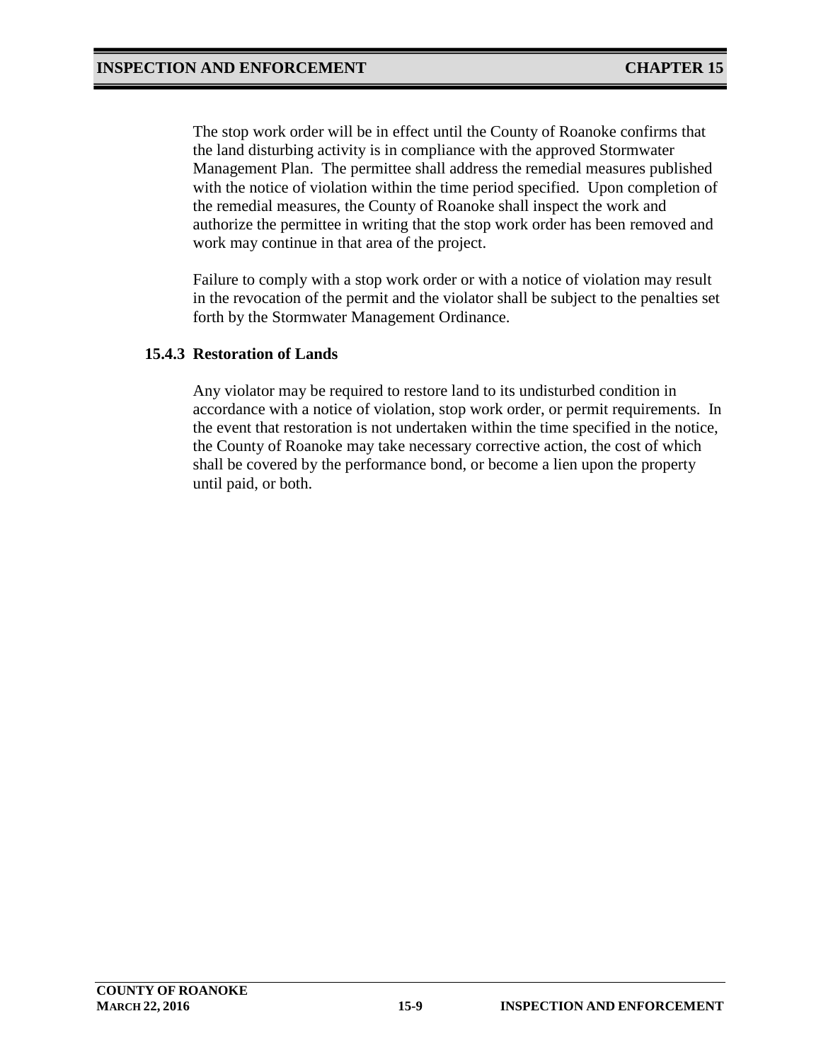The stop work order will be in effect until the County of Roanoke confirms that the land disturbing activity is in compliance with the approved Stormwater Management Plan. The permittee shall address the remedial measures published with the notice of violation within the time period specified. Upon completion of the remedial measures, the County of Roanoke shall inspect the work and authorize the permittee in writing that the stop work order has been removed and work may continue in that area of the project.

Failure to comply with a stop work order or with a notice of violation may result in the revocation of the permit and the violator shall be subject to the penalties set forth by the Stormwater Management Ordinance.

### 15.4.3 Restoration of Lands

Any violator may be required to restore land to its undisturbed condition in accordance with a notice of violation, stop work order, or permit requirements. In the event that restoration is not undertaken within the time specified in the notice, the County of Roanoke may take necessary corrective action, the cost of which shall be covered by the performance bond, or become a lien upon the property until paid, or both.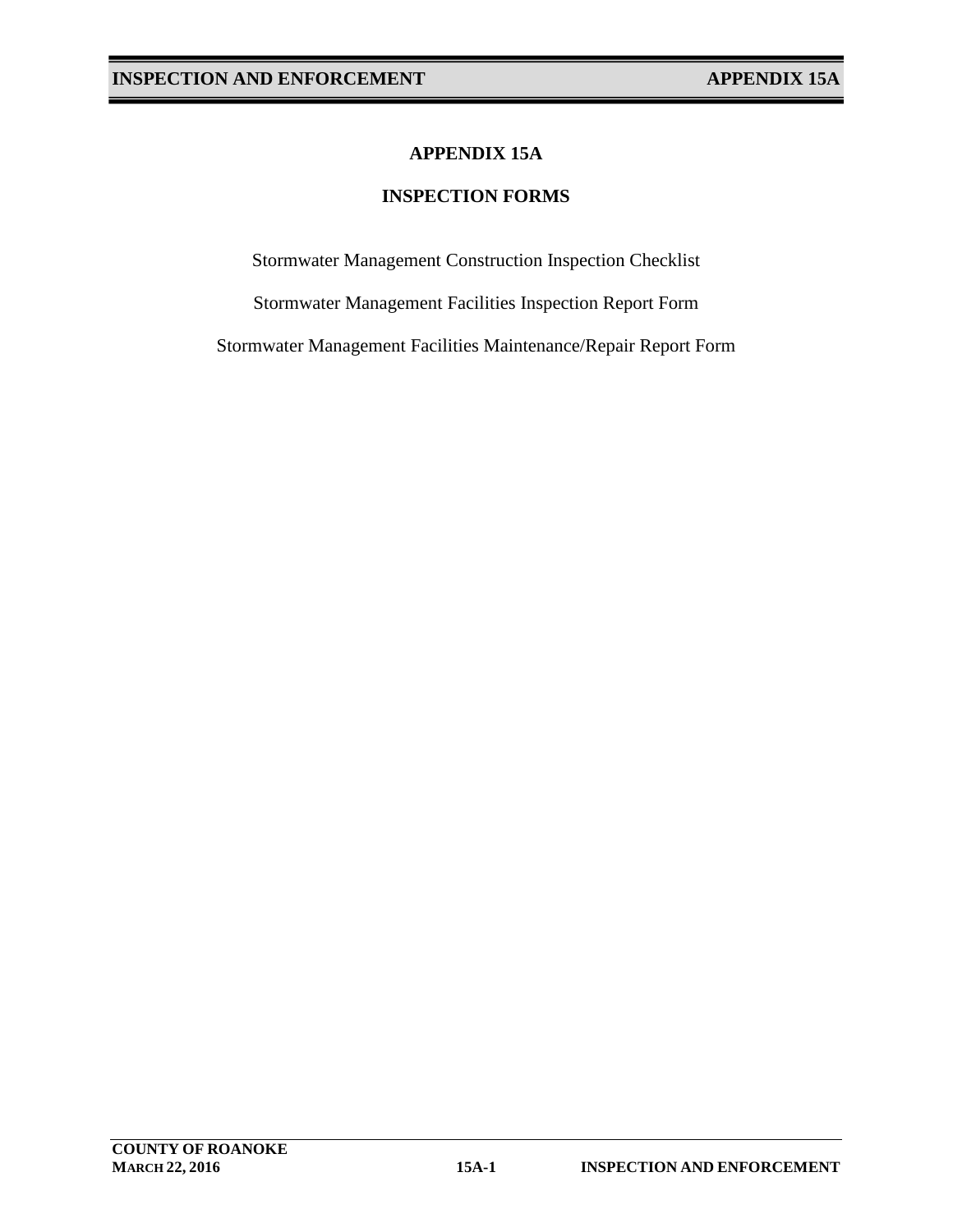# APPENDIX 15A

## INSPECTION FORMS

Stormwater Management Construction Inspection Checklist

Stormwater Management Facilities Inspection Report Form

Stormwater Management Facilities Maintenance/Repair Report Form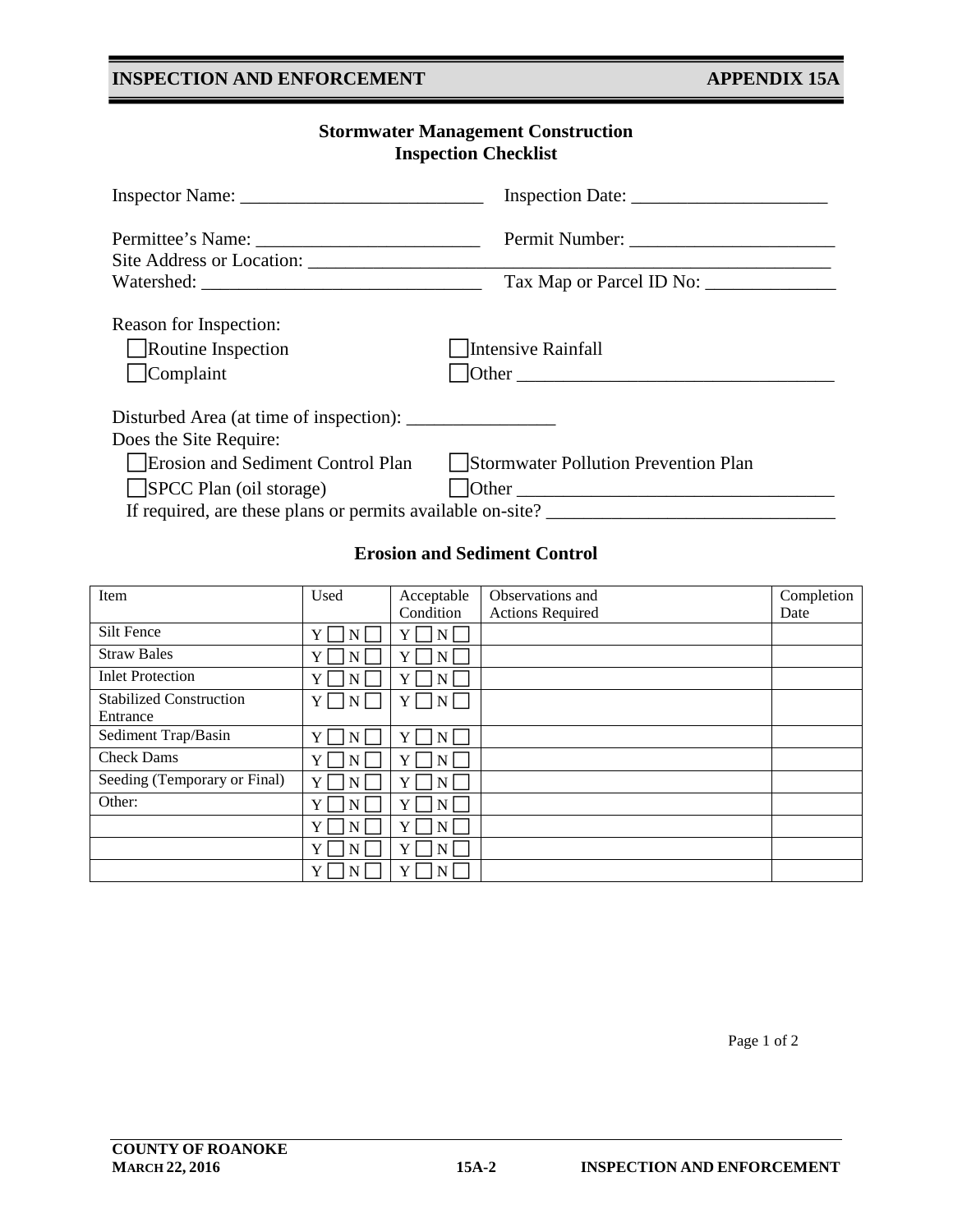## Stormwater Management Construction Inspection Checklist

Inspector Name: ___________________________ Inspection Date: ______________________

Permittee's Name: _________________________ Permit Number: _______________________

Site Address or Location: ____________________________________________________________

Watershed: _______________________________ Tax Map or Parcel ID No: _______________

Reason for Inspection:

- ☐ Routine Inspection
- ☐ Intensive Rainfall
- ☐ Complaint
- ☐ Other ___________________________________

Disturbed Area (at time of inspection): _________________

Does the Site Require:

- ☐ Erosion and Sediment Control Plan
- ☐ Stormwater Pollution Prevention Plan
- ☐ SPCC Plan (oil storage)
- ☐ Other ___________________________________

If required, are these plans or permits available on-site? ________________________________

### Erosion and Sediment Control

| Item | Used | Acceptable Condition | Observations and Actions Required | Completion Date |
|---|---|---|---|---|
| Silt Fence | Y ☐ N ☐ | Y ☐ N ☐ | | |
| Straw Bales | Y ☐ N ☐ | Y ☐ N ☐ | | |
| Inlet Protection | Y ☐ N ☐ | Y ☐ N ☐ | | |
| Stabilized Construction Entrance | Y ☐ N ☐ | Y ☐ N ☐ | | |
| Sediment Trap/Basin | Y ☐ N ☐ | Y ☐ N ☐ | | |
| Check Dams | Y ☐ N ☐ | Y ☐ N ☐ | | |
| Seeding (Temporary or Final) | Y ☐ N ☐ | Y ☐ N ☐ | | |
| Other: | Y ☐ N ☐ | Y ☐ N ☐ | | |
| | Y ☐ N ☐ | Y ☐ N ☐ | | |
| | Y ☐ N ☐ | Y ☐ N ☐ | | |
| | Y ☐ N ☐ | Y ☐ N ☐ | | |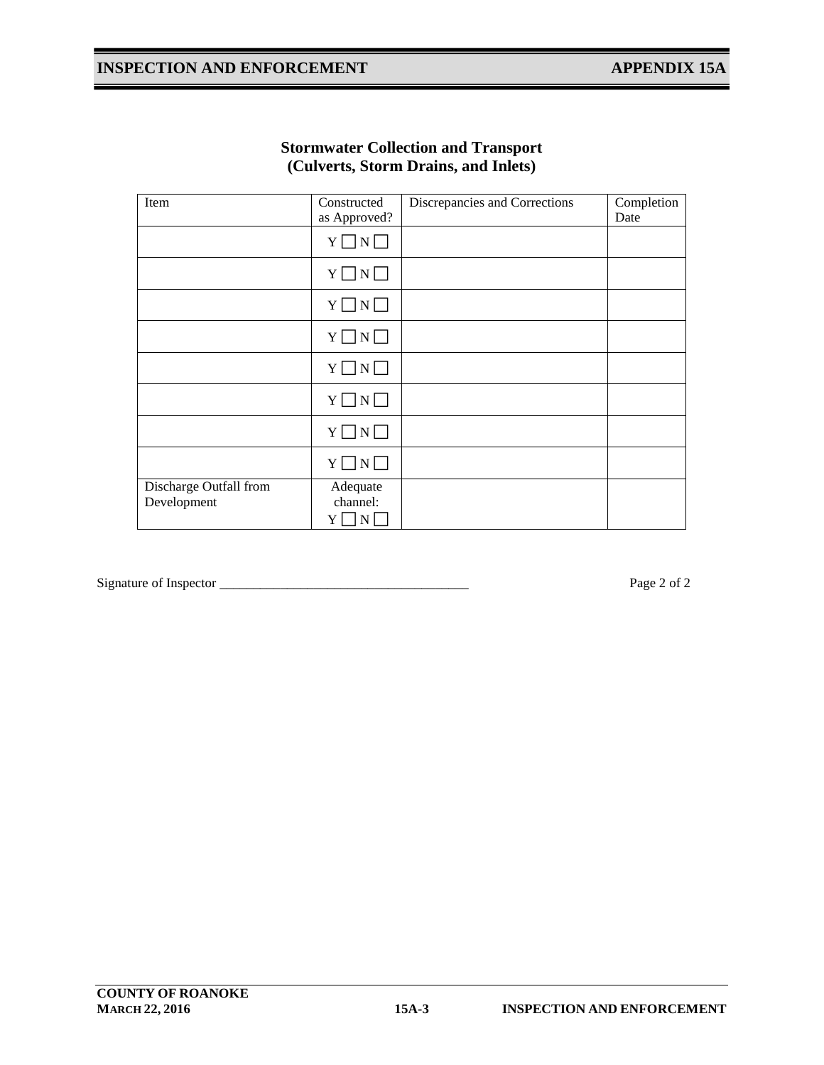## Stormwater Collection and Transport
## (Culverts, Storm Drains, and Inlets)

| Item | Constructed as Approved? | Discrepancies and Corrections | Completion Date |
|---|---|---|---|
| | Y ☐ N ☐ | | |
| | Y ☐ N ☐ | | |
| | Y ☐ N ☐ | | |
| | Y ☐ N ☐ | | |
| | Y ☐ N ☐ | | |
| | Y ☐ N ☐ | | |
| | Y ☐ N ☐ | | |
| | Y ☐ N ☐ | | |
| Discharge Outfall from Development | Adequate channel: Y ☐ N ☐ | | |

Signature of Inspector ____________________________________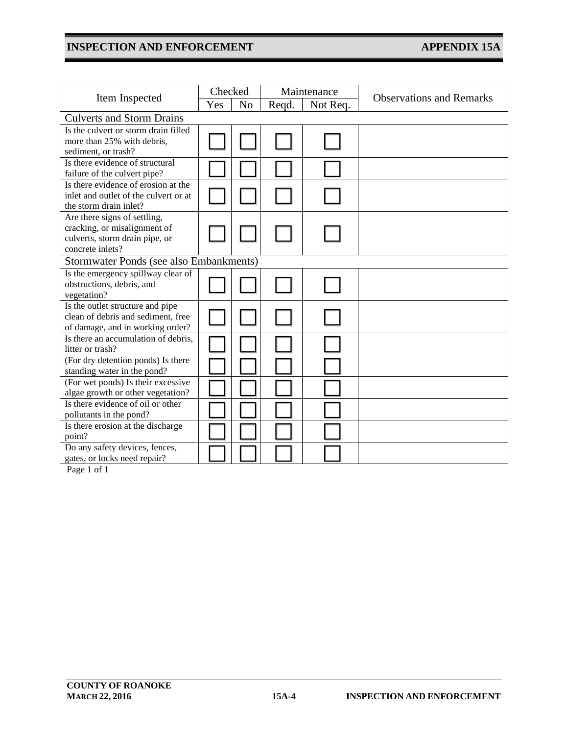| Item Inspected | Checked | | Maintenance | | Observations and Remarks |
|---|---|---|---|---|---|
| | Yes | No | Reqd. | Not Req. | |
| **Culverts and Storm Drains** | | | | | |
| Is the culvert or storm drain filled more than 25% with debris, sediment, or trash? | ☐ | ☐ | ☐ | ☐ | |
| Is there evidence of structural failure of the culvert pipe? | ☐ | ☐ | ☐ | ☐ | |
| Is there evidence of erosion at the inlet and outlet of the culvert or at the storm drain inlet? | ☐ | ☐ | ☐ | ☐ | |
| Are there signs of settling, cracking, or misalignment of culverts, storm drain pipe, or concrete inlets? | ☐ | ☐ | ☐ | ☐ | |
| **Stormwater Ponds (see also Embankments)** | | | | | |
| Is the emergency spillway clear of obstructions, debris, and vegetation? | ☐ | ☐ | ☐ | ☐ | |
| Is the outlet structure and pipe clean of debris and sediment, free of damage, and in working order? | ☐ | ☐ | ☐ | ☐ | |
| Is there an accumulation of debris, litter or trash? | ☐ | ☐ | ☐ | ☐ | |
| (For dry detention ponds) Is there standing water in the pond? | ☐ | ☐ | ☐ | ☐ | |
| (For wet ponds) Is their excessive algae growth or other vegetation? | ☐ | ☐ | ☐ | ☐ | |
| Is there evidence of oil or other pollutants in the pond? | ☐ | ☐ | ☐ | ☐ | |
| Is there erosion at the discharge point? | ☐ | ☐ | ☐ | ☐ | |
| Do any safety devices, fences, gates, or locks need repair? | ☐ | ☐ | ☐ | ☐ | |

Page 1 of 1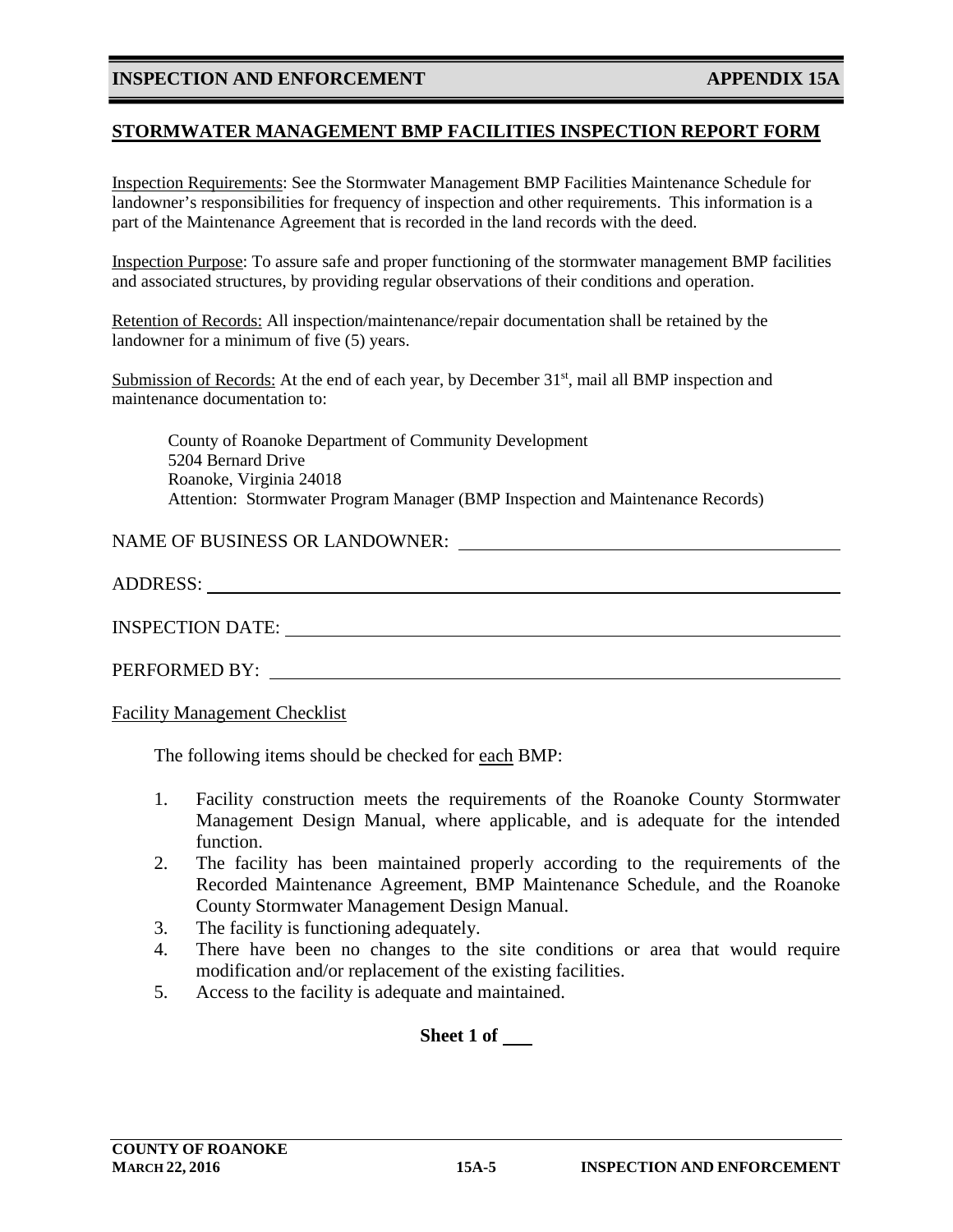## STORMWATER MANAGEMENT BMP FACILITIES INSPECTION REPORT FORM

Inspection Requirements: See the Stormwater Management BMP Facilities Maintenance Schedule for landowner's responsibilities for frequency of inspection and other requirements. This information is a part of the Maintenance Agreement that is recorded in the land records with the deed.

Inspection Purpose: To assure safe and proper functioning of the stormwater management BMP facilities and associated structures, by providing regular observations of their conditions and operation.

Retention of Records: All inspection/maintenance/repair documentation shall be retained by the landowner for a minimum of five (5) years.

Submission of Records: At the end of each year, by December 31st, mail all BMP inspection and maintenance documentation to:

> County of Roanoke Department of Community Development
> 5204 Bernard Drive
> Roanoke, Virginia 24018
> Attention: Stormwater Program Manager (BMP Inspection and Maintenance Records)

NAME OF BUSINESS OR LANDOWNER: ______________________________

ADDRESS: ______________________________

INSPECTION DATE: ______________________________

PERFORMED BY: ______________________________

Facility Management Checklist

The following items should be checked for each BMP:

1. Facility construction meets the requirements of the Roanoke County Stormwater Management Design Manual, where applicable, and is adequate for the intended function.
2. The facility has been maintained properly according to the requirements of the Recorded Maintenance Agreement, BMP Maintenance Schedule, and the Roanoke County Stormwater Management Design Manual.
3. The facility is functioning adequately.
4. There have been no changes to the site conditions or area that would require modification and/or replacement of the existing facilities.
5. Access to the facility is adequate and maintained.

**Sheet 1 of ___**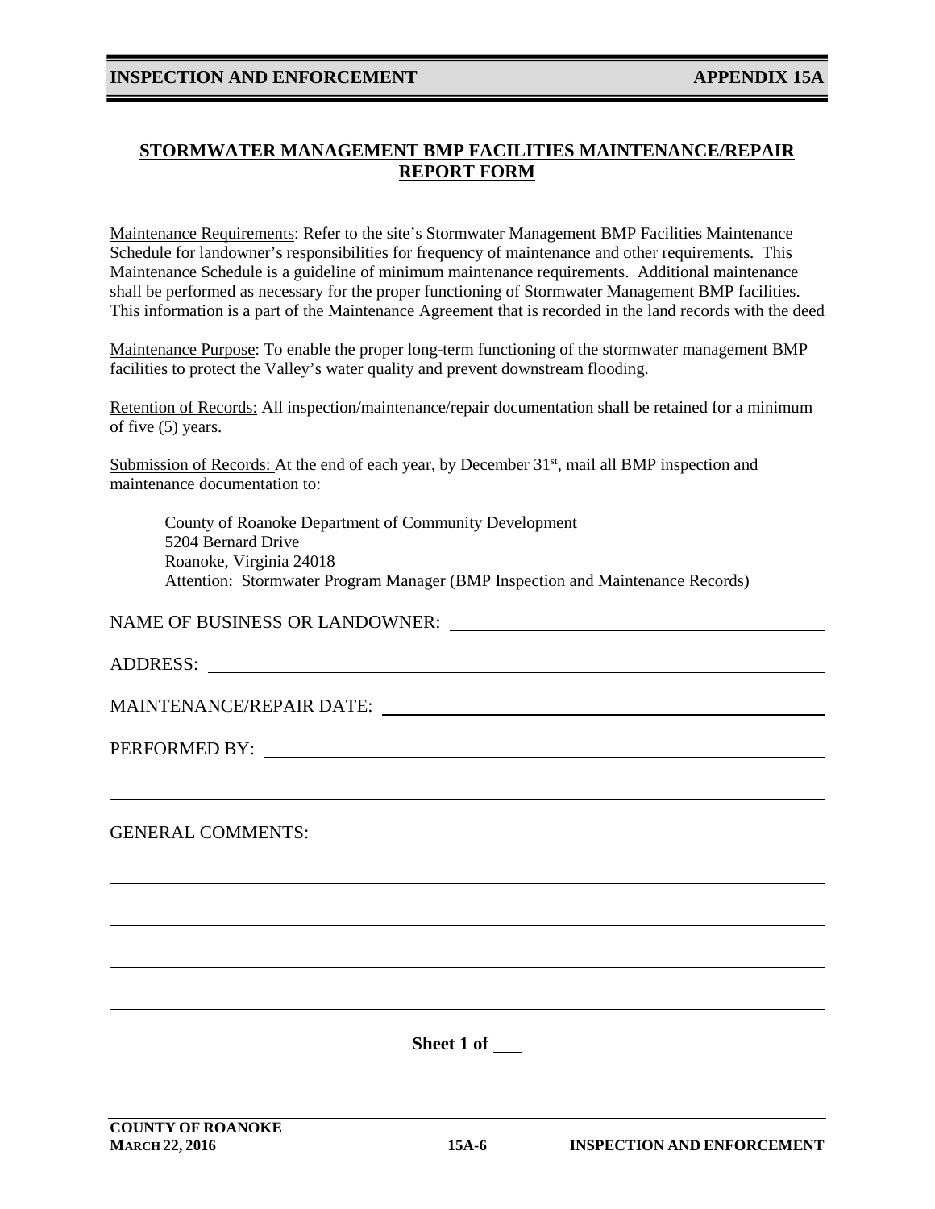## STORMWATER MANAGEMENT BMP FACILITIES MAINTENANCE/REPAIR REPORT FORM

Maintenance Requirements: Refer to the site's Stormwater Management BMP Facilities Maintenance Schedule for landowner's responsibilities for frequency of maintenance and other requirements. This Maintenance Schedule is a guideline of minimum maintenance requirements. Additional maintenance shall be performed as necessary for the proper functioning of Stormwater Management BMP facilities. This information is a part of the Maintenance Agreement that is recorded in the land records with the deed

Maintenance Purpose: To enable the proper long-term functioning of the stormwater management BMP facilities to protect the Valley's water quality and prevent downstream flooding.

Retention of Records: All inspection/maintenance/repair documentation shall be retained for a minimum of five (5) years.

Submission of Records: At the end of each year, by December 31st, mail all BMP inspection and maintenance documentation to:

County of Roanoke Department of Community Development
5204 Bernard Drive
Roanoke, Virginia 24018
Attention: Stormwater Program Manager (BMP Inspection and Maintenance Records)

NAME OF BUSINESS OR LANDOWNER: ______________________________

ADDRESS: ______________________________

MAINTENANCE/REPAIR DATE: ______________________________

PERFORMED BY: ______________________________

______________________________

GENERAL COMMENTS: ______________________________

______________________________

______________________________

______________________________

______________________________

**Sheet 1 of \_\_\_**